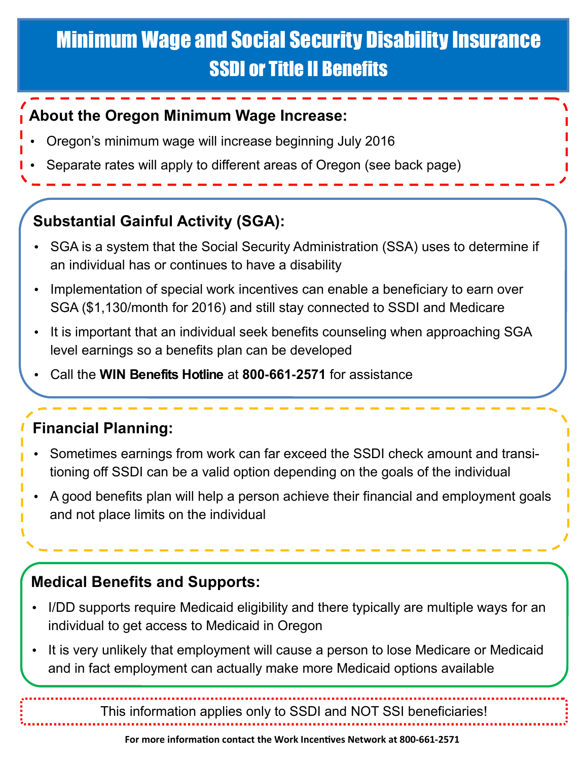# Minimum Wage and Social Security Disability Insurance

## SSDI or Title II Benefits

### About the Oregon Minimum Wage Increase:

- Oregon's minimum wage will increase beginning July 2016
- Separate rates will apply to different areas of Oregon (see back page)

### Substantial Gainful Activity (SGA):

- SGA is a system that the Social Security Administration (SSA) uses to determine if an individual has or continues to have a disability
- Implementation of special work incentives can enable a beneficiary to earn over SGA ($1,130/month for 2016) and still stay connected to SSDI and Medicare
- It is important that an individual seek benefits counseling when approaching SGA level earnings so a benefits plan can be developed
- Call the **WIN Benefits Hotline** at **800-661-2571** for assistance

### Financial Planning:

- Sometimes earnings from work can far exceed the SSDI check amount and transitioning off SSDI can be a valid option depending on the goals of the individual
- A good benefits plan will help a person achieve their financial and employment goals and not place limits on the individual

### Medical Benefits and Supports:

- I/DD supports require Medicaid eligibility and there typically are multiple ways for an individual to get access to Medicaid in Oregon
- It is very unlikely that employment will cause a person to lose Medicare or Medicaid and in fact employment can actually make more Medicaid options available

This information applies only to SSDI and NOT SSI beneficiaries!

**For more information contact the Work Incentives Network at 800-661-2571**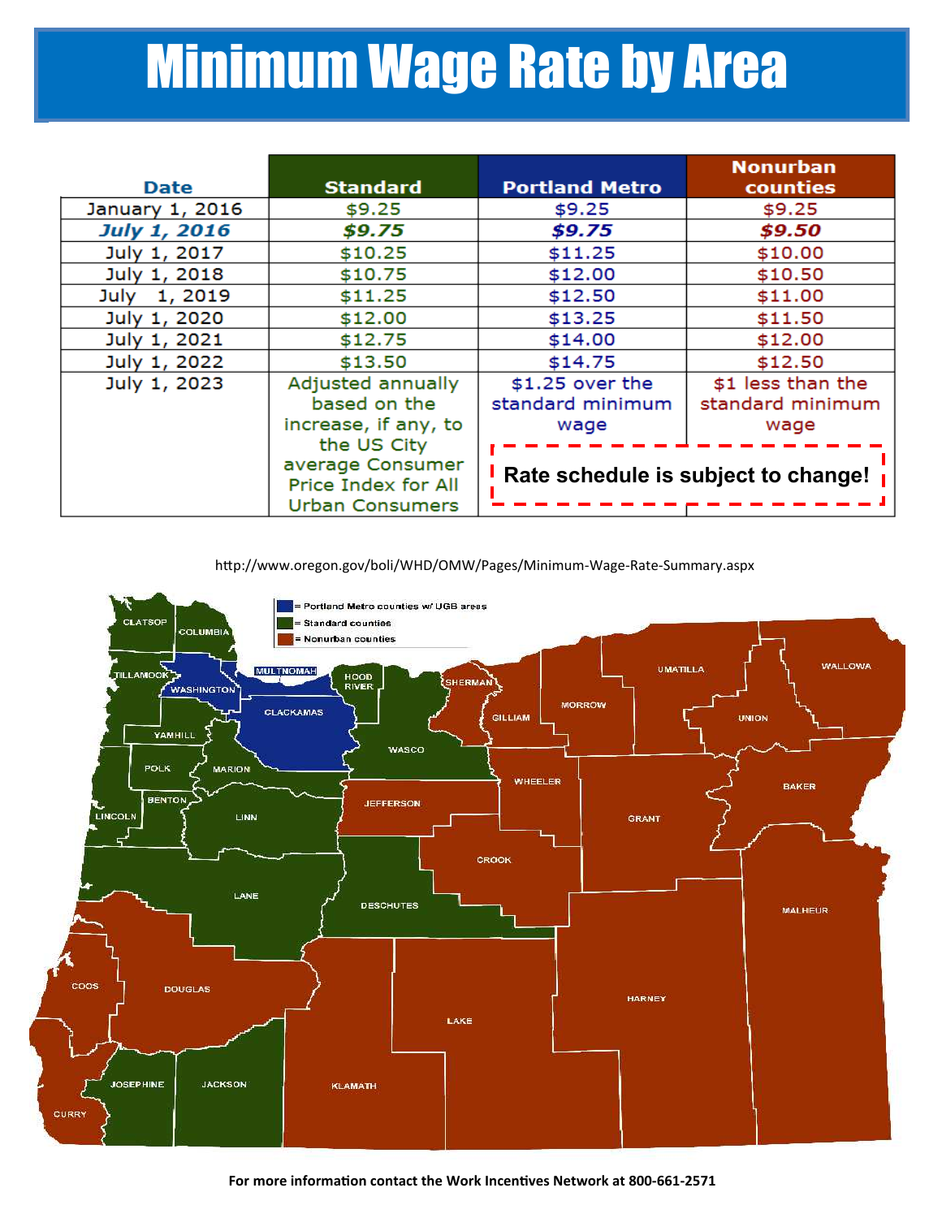# Minimum Wage Rate by Area

| Date | Standard | Portland Metro | Nonurban counties |
|---|---|---|---|
| January 1, 2016 | $9.25 | $9.25 | $9.25 |
| ***July 1, 2016*** | ***$9.75*** | ***$9.75*** | ***$9.50*** |
| July 1, 2017 | $10.25 | $11.25 | $10.00 |
| July 1, 2018 | $10.75 | $12.00 | $10.50 |
| July 1, 2019 | $11.25 | $12.50 | $11.00 |
| July 1, 2020 | $12.00 | $13.25 | $11.50 |
| July 1, 2021 | $12.75 | $14.00 | $12.00 |
| July 1, 2022 | $13.50 | $14.75 | $12.50 |
| July 1, 2023 | Adjusted annually based on the increase, if any, to the US City average Consumer Price Index for All Urban Consumers | $1.25 over the standard minimum wage | $1 less than the standard minimum wage |

**Rate schedule is subject to change!**

http://www.oregon.gov/boli/WHD/OMW/Pages/Minimum-Wage-Rate-Summary.aspx

= Portland Metro counties w/ UGB areas
= Standard counties
= Nonurban counties

CLATSOP
COLUMBIA
TILLAMOOK
WASHINGTON
MULTNOMAH
HOOD RIVER
CLACKAMAS
SHERMAN
GILLIAM
MORROW
UMATILLA
UNION
WALLOWA
YAMHILL
POLK
MARION
WASCO
WHEELER
JEFFERSON
BENTON
LINCOLN
LINN
BAKER
GRANT
CROOK
LANE
DESCHUTES
MALHEUR
COOS
DOUGLAS
HARNEY
LAKE
JOSEPHINE
JACKSON
KLAMATH
CURRY

**For more information contact the Work Incentives Network at 800-661-2571**